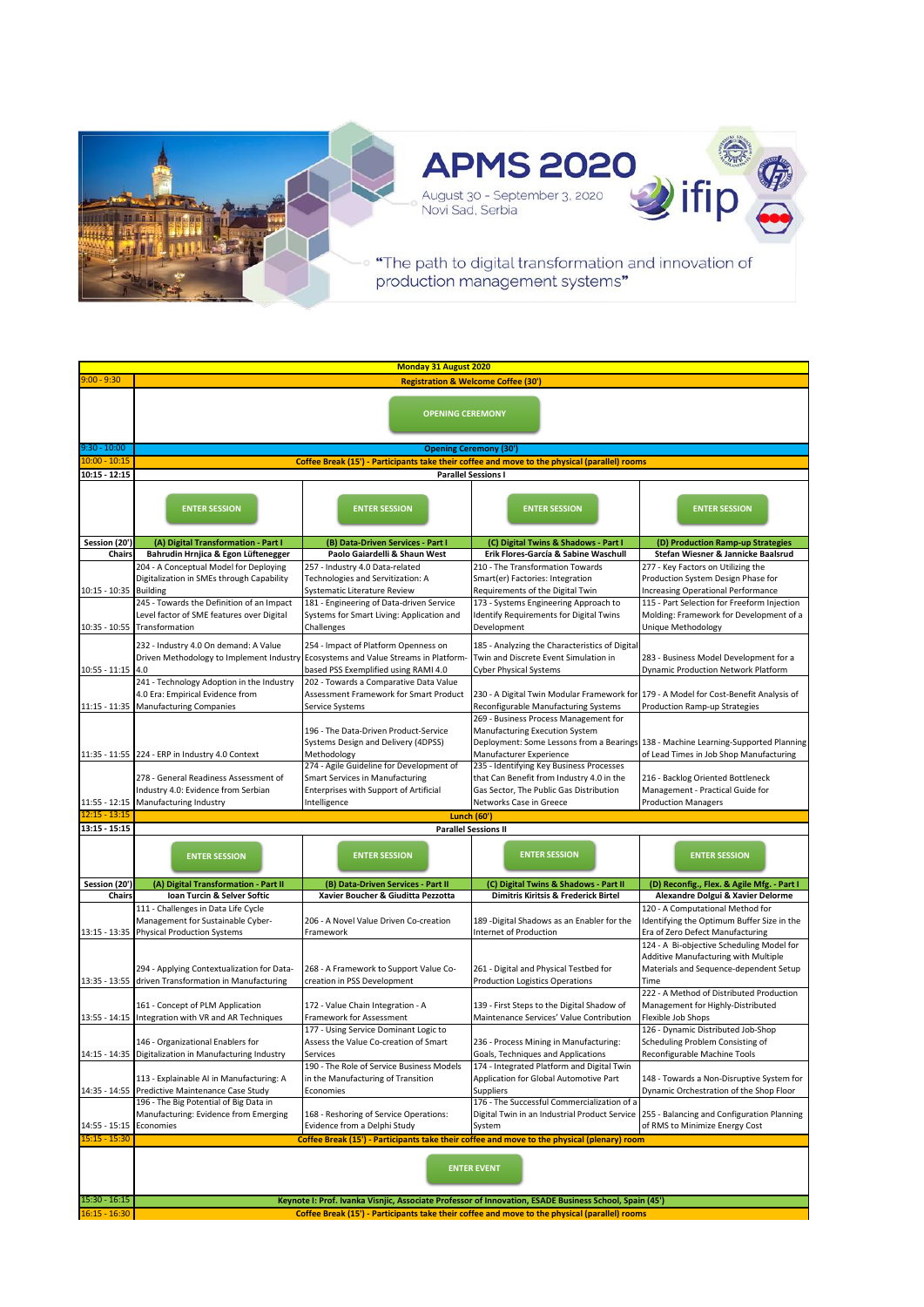# APMS 2020

August 30 - September 3, 2020
Novi Sad, Serbia

ifip

"The path to digital transformation and innovation of production management systems"

## Monday 31 August 2020

| Time | | | | |
|---|---|---|---|---|
| 9:00 - 9:30 | Registration & Welcome Coffee (30') | | | |
| | OPENING CEREMONY | | | |
| 9:30 - 10:00 | Opening Ceremony (30') | | | |
| 10:00 - 10:15 | Coffee Break (15') - Participants take their coffee and move to the physical (parallel) rooms | | | |
| 10:15 - 12:15 | Parallel Sessions I | | | |
| | ENTER SESSION | ENTER SESSION | ENTER SESSION | ENTER SESSION |
| Session (20') | (A) Digital Transformation - Part I | (B) Data-Driven Services - Part I | (C) Digital Twins & Shadows - Part I | (D) Production Ramp-up Strategies |
| Chairs | Bahrudin Hrnjica & Egon Lüftenegger | Paolo Gaiardelli & Shaun West | Erik Flores-García & Sabine Waschull | Stefan Wiesner & Jannicke Baalsrud |
| 10:15 - 10:35 | 204 - A Conceptual Model for Deploying Digitalization in SMEs through Capability Building | 257 - Industry 4.0 Data-related Technologies and Servitization: A Systematic Literature Review | 210 - The Transformation Towards Smart(er) Factories: Integration Requirements of the Digital Twin | 277 - Key Factors on Utilizing the Production System Design Phase for Increasing Operational Performance |
| 10:35 - 10:55 | 245 - Towards the Definition of an Impact Level factor of SME features over Digital Transformation | 181 - Engineering of Data-driven Service Systems for Smart Living: Application and Challenges | 173 - Systems Engineering Approach to Identify Requirements for Digital Twins Development | 115 - Part Selection for Freeform Injection Molding: Framework for Development of a Unique Methodology |
| 10:55 - 11:15 | 232 - Industry 4.0 On demand: A Value Driven Methodology to Implement Industry 4.0 | 254 - Impact of Platform Openness on Ecosystems and Value Streams in Platform-based PSS Exemplified using RAMI 4.0 | 185 - Analyzing the Characteristics of Digital Twin and Discrete Event Simulation in Cyber Physical Systems | 283 - Business Model Development for a Dynamic Production Network Platform |
| 11:15 - 11:35 | 241 - Technology Adoption in the Industry 4.0 Era: Empirical Evidence from Manufacturing Companies | 202 - Towards a Comparative Data Value Assessment Framework for Smart Product Service Systems | 230 - A Digital Twin Modular Framework for Reconfigurable Manufacturing Systems | 179 - A Model for Cost-Benefit Analysis of Production Ramp-up Strategies |
| 11:35 - 11:55 | 224 - ERP in Industry 4.0 Context | 196 - The Data-Driven Product-Service Systems Design and Delivery (4DPSS) Methodology | 269 - Business Process Management for Manufacturing Execution System Deployment: Some Lessons from a Bearings Manufacturer Experience | 138 - Machine Learning-Supported Planning of Lead Times in Job Shop Manufacturing |
| 11:55 - 12:15 | 278 - General Readiness Assessment of Industry 4.0: Evidence from Serbian Manufacturing Industry | 274 - Agile Guideline for Development of Smart Services in Manufacturing Enterprises with Support of Artificial Intelligence | 235 - Identifying Key Business Processes that Can Benefit from Industry 4.0 in the Gas Sector, The Public Gas Distribution Networks Case in Greece | 216 - Backlog Oriented Bottleneck Management - Practical Guide for Production Managers |
| 12:15 - 13:15 | Lunch (60') | | | |
| 13:15 - 15:15 | Parallel Sessions II | | | |
| | ENTER SESSION | ENTER SESSION | ENTER SESSION | ENTER SESSION |
| Session (20') | (A) Digital Transformation - Part II | (B) Data-Driven Services - Part II | (C) Digital Twins & Shadows - Part II | (D) Reconfig., Flex. & Agile Mfg. - Part I |
| Chairs | Ioan Turcin & Selver Softic | Xavier Boucher & Giuditta Pezzotta | Dimitris Kiritsis & Frederick Birtel | Alexandre Dolgui & Xavier Delorme |
| 13:15 - 13:35 | 111 - Challenges in Data Life Cycle Management for Sustainable Cyber-Physical Production Systems | 206 - A Novel Value Driven Co-creation Framework | 189 -Digital Shadows as an Enabler for the Internet of Production | 120 - A Computational Method for Identifying the Optimum Buffer Size in the Era of Zero Defect Manufacturing |
| 13:35 - 13:55 | 294 - Applying Contextualization for Data-driven Transformation in Manufacturing | 268 - A Framework to Support Value Co-creation in PSS Development | 261 - Digital and Physical Testbed for Production Logistics Operations | 124 - A Bi-objective Scheduling Model for Additive Manufacturing with Multiple Materials and Sequence-dependent Setup Time |
| 13:55 - 14:15 | 161 - Concept of PLM Application Integration with VR and AR Techniques | 172 - Value Chain Integration - A Framework for Assessment | 139 - First Steps to the Digital Shadow of Maintenance Services' Value Contribution | 222 - A Method of Distributed Production Management for Highly-Distributed Flexible Job Shops |
| 14:15 - 14:35 | 146 - Organizational Enablers for Digitalization in Manufacturing Industry | 177 - Using Service Dominant Logic to Assess the Value Co-creation of Smart Services | 236 - Process Mining in Manufacturing: Goals, Techniques and Applications | 126 - Dynamic Distributed Job-Shop Scheduling Problem Consisting of Reconfigurable Machine Tools |
| 14:35 - 14:55 | 113 - Explainable AI in Manufacturing: A Predictive Maintenance Case Study | 190 - The Role of Service Business Models in the Manufacturing of Transition Economies | 174 - Integrated Platform and Digital Twin Application for Global Automotive Part Suppliers | 148 - Towards a Non-Disruptive System for Dynamic Orchestration of the Shop Floor |
| 14:55 - 15:15 | 196 - The Big Potential of Big Data in Manufacturing: Evidence from Emerging Economies | 168 - Reshoring of Service Operations: Evidence from a Delphi Study | 176 - The Successful Commercialization of a Digital Twin in an Industrial Product Service System | 255 - Balancing and Configuration Planning of RMS to Minimize Energy Cost |
| 15:15 - 15:30 | Coffee Break (15') - Participants take their coffee and move to the physical (plenary) room | | | |
| | ENTER EVENT | | | |
| 15:30 - 16:15 | Keynote I: Prof. Ivanka Visnjic, Associate Professor of Innovation, ESADE Business School, Spain (45') | | | |
| 16:15 - 16:30 | Coffee Break (15') - Participants take their coffee and move to the physical (parallel) rooms | | | |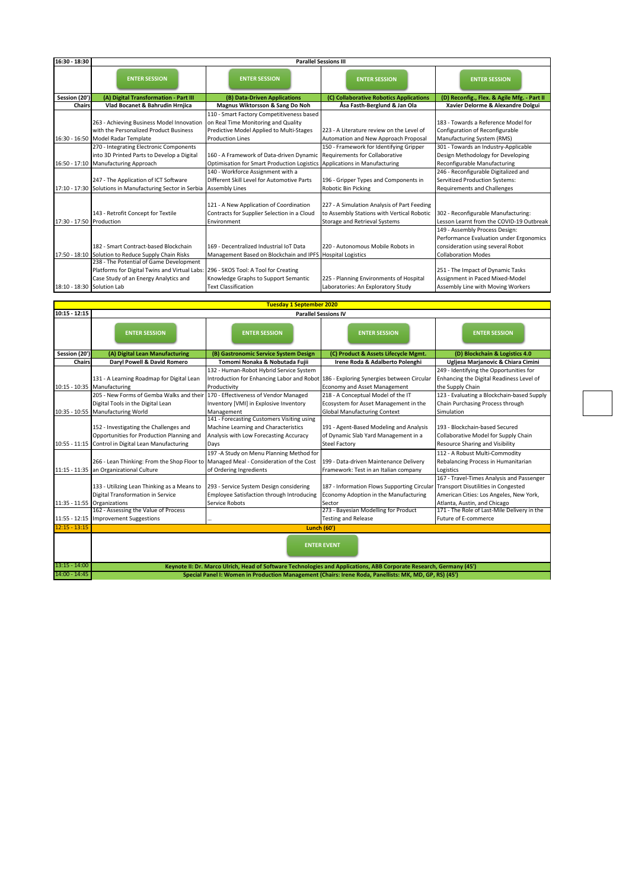| 16:30 - 18:30 | Parallel Sessions III | | | |
|---|---|---|---|---|
| | ENTER SESSION | ENTER SESSION | ENTER SESSION | ENTER SESSION |
| Session (20') | (A) Digital Transformation - Part III | (B) Data-Driven Applications | (C) Collaborative Robotics Applications | (D) Reconfig., Flex. & Agile Mfg. - Part II |
| Chairs | Vlad Bocanet & Bahrudin Hrnjica | Magnus Wiktorsson & Sang Do Noh | Åsa Fasth-Berglund & Jan Ola | Xavier Delorme & Alexandre Dolgui |
| 16:30 - 16:50 | 263 - Achieving Business Model Innovation with the Personalized Product Business Model Radar Template | 110 - Smart Factory Competitiveness based on Real Time Monitoring and Quality Predictive Model Applied to Multi-Stages Production Lines | 223 - A Literature review on the Level of Automation and New Approach Proposal | 183 - Towards a Reference Model for Configuration of Reconfigurable Manufacturing System (RMS) |
| 16:50 - 17:10 | 270 - Integrating Electronic Components into 3D Printed Parts to Develop a Digital Manufacturing Approach | 160 - A Framework of Data-driven Dynamic Optimisation for Smart Production Logistics | 150 - Framework for Identifying Gripper Requirements for Collaborative Applications in Manufacturing | 301 - Towards an Industry-Applicable Design Methodology for Developing Reconfigurable Manufacturing |
| 17:10 - 17:30 | 247 - The Application of ICT Software Solutions in Manufacturing Sector in Serbia | 140 - Workforce Assignment with a Different Skill Level for Automotive Parts Assembly Lines | 196 - Gripper Types and Components in Robotic Bin Picking | 246 - Reconfigurable Digitalized and Servitized Production Systems: Requirements and Challenges |
| 17:30 - 17:50 | 143 - Retrofit Concept for Textile Production | 121 - A New Application of Coordination Contracts for Supplier Selection in a Cloud Environment | 227 - A Simulation Analysis of Part Feeding to Assembly Stations with Vertical Robotic Storage and Retrieval Systems | 302 - Reconfigurable Manufacturing: Lesson Learnt from the COVID-19 Outbreak |
| 17:50 - 18:10 | 182 - Smart Contract-based Blockchain Solution to Reduce Supply Chain Risks | 169 - Decentralized Industrial IoT Data Management Based on Blockchain and IPFS | 220 - Autonomous Mobile Robots in Hospital Logistics | 149 - Assembly Process Design: Performance Evaluation under Ergonomics consideration using several Robot Collaboration Modes |
| 18:10 - 18:30 | 238 - The Potential of Game Development Platforms for Digital Twins and Virtual Labs: Case Study of an Energy Analytics and Solution Lab | 296 - SKOS Tool: A Tool for Creating Knowledge Graphs to Support Semantic Text Classification | 225 - Planning Environments of Hospital Laboratories: An Exploratory Study | 251 - The Impact of Dynamic Tasks Assignment in Paced Mixed-Model Assembly Line with Moving Workers |

**Tuesday 1 September 2020**

| 10:15 - 12:15 | Parallel Sessions IV | | | |
|---|---|---|---|---|
| | ENTER SESSION | ENTER SESSION | ENTER SESSION | ENTER SESSION |
| Session (20') | (A) Digital Lean Manufacturing | (B) Gastronomic Service System Design | (C) Product & Assets Lifecycle Mgmt. | (D) Blockchain & Logistics 4.0 |
| Chairs | Daryl Powell & David Romero | Tomomi Nonaka & Nobutada Fujii | Irene Roda & Adalberto Polenghi | Ugljesa Marjanovic & Chiara Cimini |
| 10:15 - 10:35 | 131 - A Learning Roadmap for Digital Lean Manufacturing | 132 - Human-Robot Hybrid Service System Introduction for Enhancing Labor and Robot Productivity | 186 - Exploring Synergies between Circular Economy and Asset Management | 249 - Identifying the Opportunities for Enhancing the Digital Readiness Level of the Supply Chain |
| 10:35 - 10:55 | 205 - New Forms of Gemba Walks and their Digital Tools in the Digital Lean Manufacturing World | 170 - Effectiveness of Vendor Managed Inventory [VMI] in Explosive Inventory Management | 218 - A Conceptual Model of the IT Ecosystem for Asset Management in the Global Manufacturing Context | 123 - Evaluating a Blockchain-based Supply Chain Purchasing Process through Simulation |
| 10:55 - 11:15 | 152 - Investigating the Challenges and Opportunities for Production Planning and Control in Digital Lean Manufacturing | 141 - Forecasting Customers Visiting using Machine Learning and Characteristics Analysis with Low Forecasting Accuracy Days | 191 - Agent-Based Modeling and Analysis of Dynamic Slab Yard Management in a Steel Factory | 193 - Blockchain-based Secured Collaborative Model for Supply Chain Resource Sharing and Visibility |
| 11:15 - 11:35 | 266 - Lean Thinking: From the Shop Floor to an Organizational Culture | 197 -A Study on Menu Planning Method for Managed Meal - Consideration of the Cost of Ordering Ingredients | 199 - Data-driven Maintenance Delivery Framework: Test in an Italian company | 112 - A Robust Multi-Commodity Rebalancing Process in Humanitarian Logistics |
| 11:35 - 11:55 | 133 - Utilizing Lean Thinking as a Means to Digital Transformation in Service Organizations | 293 - Service System Design considering Employee Satisfaction through Introducing Service Robots | 187 - Information Flows Supporting Circular Economy Adoption in the Manufacturing Sector | 167 - Travel-Times Analysis and Passenger Transport Disutilities in Congested American Cities: Los Angeles, New York, Atlanta, Austin, and Chicago |
| 11:55 - 12:15 | 162 - Assessing the Value of Process Improvement Suggestions | ... | 273 - Bayesian Modelling for Product Testing and Release | 171 - The Role of Last-Mile Delivery in the Future of E-commerce |
| 12:15 - 13:15 | Lunch (60') | | | |
| | ENTER EVENT | | | |
| 13:15 - 14:00 | Keynote II: Dr. Marco Ulrich, Head of Software Technologies and Applications, ABB Corporate Research, Germany (45') | | | |
| 14:00 - 14:45 | Special Panel I: Women in Production Management (Chairs: Irene Roda, Panellists: MK, MD, GP, RS) (45') | | | |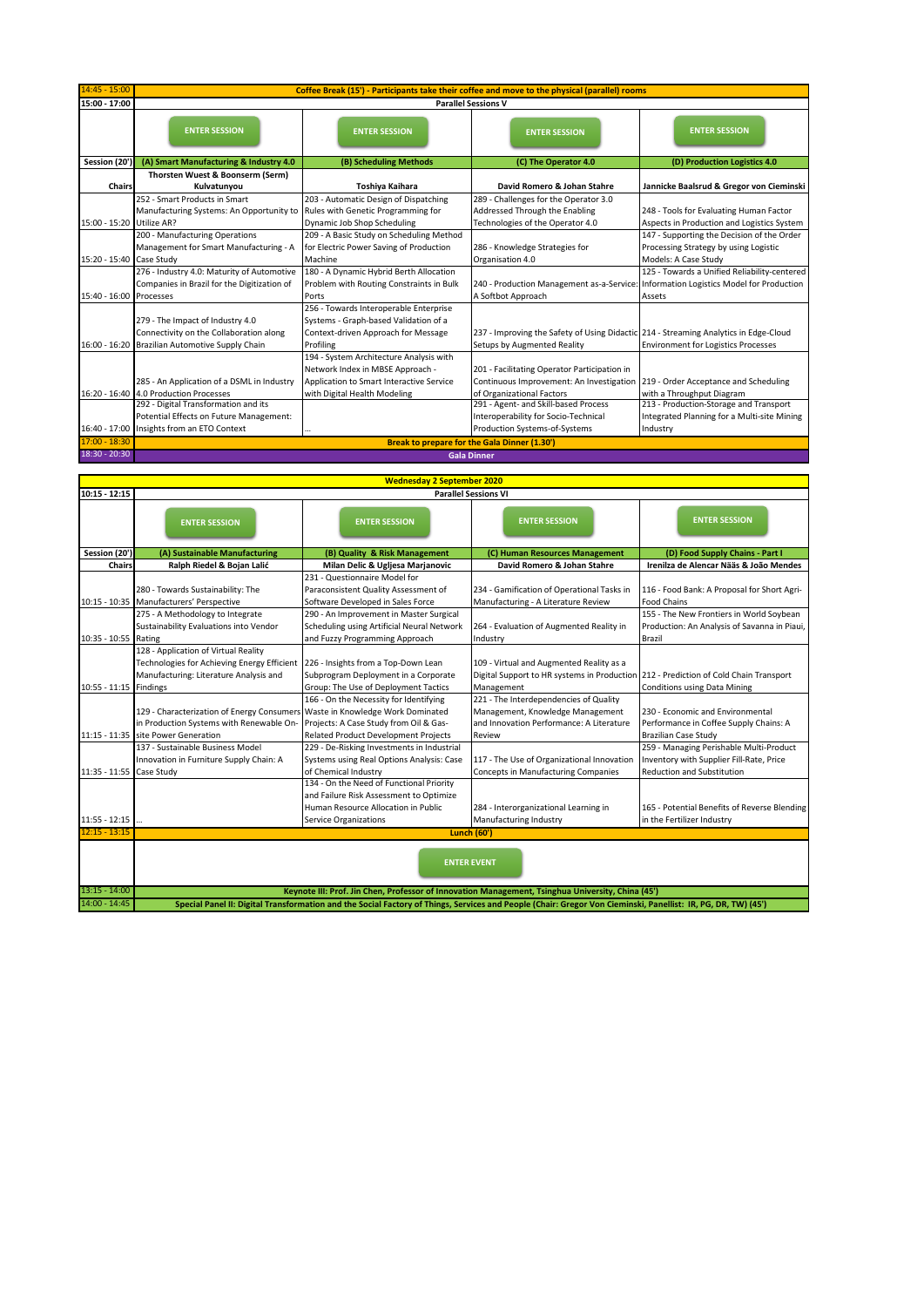| | | | | |
|---|---|---|---|---|
| 14:45 - 15:00 | Coffee Break (15') - Participants take their coffee and move to the physical (parallel) rooms | | | |
| 15:00 - 17:00 | Parallel Sessions V | | | |
| | ENTER SESSION | ENTER SESSION | ENTER SESSION | ENTER SESSION |
| Session (20') | (A) Smart Manufacturing & Industry 4.0 | (B) Scheduling Methods | (C) The Operator 4.0 | (D) Production Logistics 4.0 |
| Chairs | Thorsten Wuest & Boonserm (Serm) Kulvatunyou | Toshiya Kaihara | David Romero & Johan Stahre | Jannicke Baalsrud & Gregor von Cieminski |
| 15:00 - 15:20 | 252 - Smart Products in Smart Manufacturing Systems: An Opportunity to Utilize AR? | 203 - Automatic Design of Dispatching Rules with Genetic Programming for Dynamic Job Shop Scheduling | 289 - Challenges for the Operator 3.0 Addressed Through the Enabling Technologies of the Operator 4.0 | 248 - Tools for Evaluating Human Factor Aspects in Production and Logistics System |
| 15:20 - 15:40 | 200 - Manufacturing Operations Management for Smart Manufacturing - A Case Study | 209 - A Basic Study on Scheduling Method for Electric Power Saving of Production Machine | 286 - Knowledge Strategies for Organisation 4.0 | 147 - Supporting the Decision of the Order Processing Strategy by using Logistic Models: A Case Study |
| 15:40 - 16:00 | 276 - Industry 4.0: Maturity of Automotive Companies in Brazil for the Digitization of Processes | 180 - A Dynamic Hybrid Berth Allocation Problem with Routing Constraints in Bulk Ports | 240 - Production Management as-a-Service: A Softbot Approach | 125 - Towards a Unified Reliability-centered Information Logistics Model for Production Assets |
| 16:00 - 16:20 | 279 - The Impact of Industry 4.0 Connectivity on the Collaboration along Brazilian Automotive Supply Chain | 256 - Towards Interoperable Enterprise Systems - Graph-based Validation of a Context-driven Approach for Message Profiling | 237 - Improving the Safety of Using Didactic Setups by Augmented Reality | 214 - Streaming Analytics in Edge-Cloud Environment for Logistics Processes |
| 16:20 - 16:40 | 285 - An Application of a DSML in Industry 4.0 Production Processes | 194 - System Architecture Analysis with Network Index in MBSE Approach - Application to Smart Interactive Service with Digital Health Modeling | 201 - Facilitating Operator Participation in Continuous Improvement: An Investigation of Organizational Factors | 219 - Order Acceptance and Scheduling with a Throughput Diagram |
| 16:40 - 17:00 | 292 - Digital Transformation and its Potential Effects on Future Management: Insights from an ETO Context | ... | 291 - Agent- and Skill-based Process Interoperability for Socio-Technical Production Systems-of-Systems | 213 - Production-Storage and Transport Integrated Planning for a Multi-site Mining Industry |
| 17:00 - 18:30 | Break to prepare for the Gala Dinner (1.30') | | | |
| 18:30 - 20:30 | Gala Dinner | | | |

| | | | | |
|---|---|---|---|---|
| | Wednesday 2 September 2020 | | | |
| 10:15 - 12:15 | Parallel Sessions VI | | | |
| | ENTER SESSION | ENTER SESSION | ENTER SESSION | ENTER SESSION |
| Session (20') | (A) Sustainable Manufacturing | (B) Quality & Risk Management | (C) Human Resources Management | (D) Food Supply Chains - Part I |
| Chairs | Ralph Riedel & Bojan Lalić | Milan Delic & Ugljesa Marjanovic | David Romero & Johan Stahre | Irenilza de Alencar Nääs & João Mendes |
| 10:15 - 10:35 | 280 - Towards Sustainability: The Manufacturers' Perspective | 231 - Questionnaire Model for Paraconsistent Quality Assessment of Software Developed in Sales Force | 234 - Gamification of Operational Tasks in Manufacturing - A Literature Review | 116 - Food Bank: A Proposal for Short Agri-Food Chains |
| 10:35 - 10:55 | 275 - A Methodology to Integrate Sustainability Evaluations into Vendor Rating | 290 - An Improvement in Master Surgical Scheduling using Artificial Neural Network and Fuzzy Programming Approach | 264 - Evaluation of Augmented Reality in Industry | 155 - The New Frontiers in World Soybean Production: An Analysis of Savanna in Piaui, Brazil |
| 10:55 - 11:15 | 128 - Application of Virtual Reality Technologies for Achieving Energy Efficient Manufacturing: Literature Analysis and Findings | 226 - Insights from a Top-Down Lean Subprogram Deployment in a Corporate Group: The Use of Deployment Tactics | 109 - Virtual and Augmented Reality as a Digital Support to HR systems in Production Management | 212 - Prediction of Cold Chain Transport Conditions using Data Mining |
| 11:15 - 11:35 | 129 - Characterization of Energy Consumers in Production Systems with Renewable On-site Power Generation | 166 - On the Necessity for Identifying Waste in Knowledge Work Dominated Projects: A Case Study from Oil & Gas-Related Product Development Projects | 221 - The Interdependencies of Quality Management, Knowledge Management and Innovation Performance: A Literature Review | 230 - Economic and Environmental Performance in Coffee Supply Chains: A Brazilian Case Study |
| 11:35 - 11:55 | 137 - Sustainable Business Model Innovation in Furniture Supply Chain: A Case Study | 229 - De-Risking Investments in Industrial Systems using Real Options Analysis: Case of Chemical Industry | 117 - The Use of Organizational Innovation Concepts in Manufacturing Companies | 259 - Managing Perishable Multi-Product Inventory with Supplier Fill-Rate, Price Reduction and Substitution |
| 11:55 - 12:15 | ... | 134 - On the Need of Functional Priority and Failure Risk Assessment to Optimize Human Resource Allocation in Public Service Organizations | 284 - Interorganizational Learning in Manufacturing Industry | 165 - Potential Benefits of Reverse Blending in the Fertilizer Industry |
| 12:15 - 13:15 | Lunch (60') | | | |
| | ENTER EVENT | | | |
| 13:15 - 14:00 | Keynote III: Prof. Jin Chen, Professor of Innovation Management, Tsinghua University, China (45') | | | |
| 14:00 - 14:45 | Special Panel II: Digital Transformation and the Social Factory of Things, Services and People (Chair: Gregor Von Cieminski, Panellist: IR, PG, DR, TW) (45') | | | |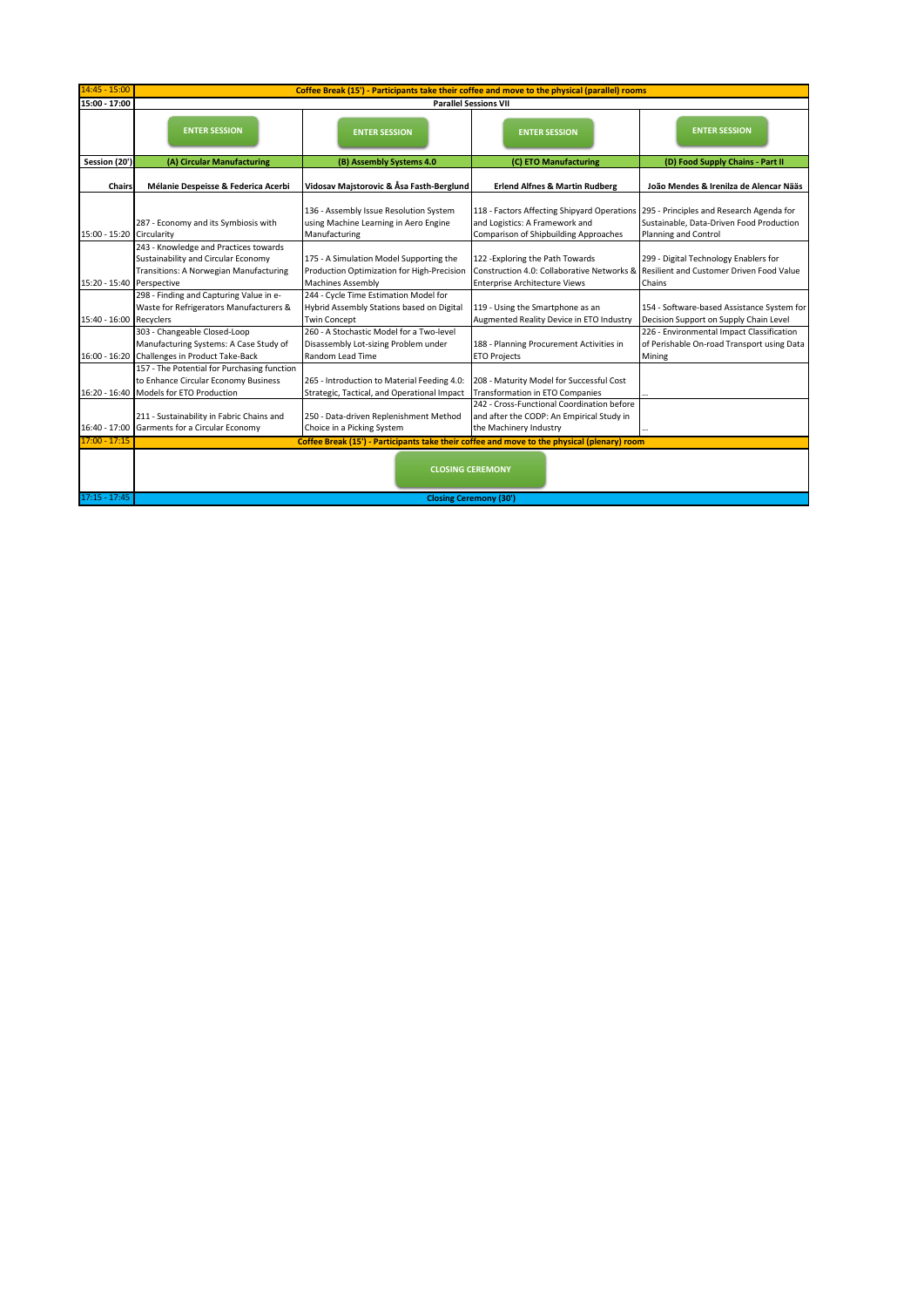| | | | | |
|---|---|---|---|---|
| 14:45 - 15:00 | Coffee Break (15') - Participants take their coffee and move to the physical (parallel) rooms | | | |
| 15:00 - 17:00 | Parallel Sessions VII | | | |
| | ENTER SESSION | ENTER SESSION | ENTER SESSION | ENTER SESSION |
| **Session (20')** | **(A) Circular Manufacturing** | **(B) Assembly Systems 4.0** | **(C) ETO Manufacturing** | **(D) Food Supply Chains - Part II** |
| **Chairs** | **Mélanie Despeisse & Federica Acerbi** | **Vidosav Majstorovic & Åsa Fasth-Berglund** | **Erlend Alfnes & Martin Rudberg** | **João Mendes & Irenilza de Alencar Nääs** |
| 15:00 - 15:20 | 287 - Economy and its Symbiosis with Circularity | 136 - Assembly Issue Resolution System using Machine Learning in Aero Engine Manufacturing | 118 - Factors Affecting Shipyard Operations and Logistics: A Framework and Comparison of Shipbuilding Approaches | 295 - Principles and Research Agenda for Sustainable, Data-Driven Food Production Planning and Control |
| 15:20 - 15:40 | 243 - Knowledge and Practices towards Sustainability and Circular Economy Transitions: A Norwegian Manufacturing Perspective | 175 - A Simulation Model Supporting the Production Optimization for High-Precision Machines Assembly | 122 -Exploring the Path Towards Construction 4.0: Collaborative Networks & Enterprise Architecture Views | 299 - Digital Technology Enablers for Resilient and Customer Driven Food Value Chains |
| 15:40 - 16:00 | 298 - Finding and Capturing Value in e-Waste for Refrigerators Manufacturers & Recyclers | 244 - Cycle Time Estimation Model for Hybrid Assembly Stations based on Digital Twin Concept | 119 - Using the Smartphone as an Augmented Reality Device in ETO Industry | 154 - Software-based Assistance System for Decision Support on Supply Chain Level |
| 16:00 - 16:20 | 303 - Changeable Closed-Loop Manufacturing Systems: A Case Study of Challenges in Product Take-Back | 260 - A Stochastic Model for a Two-level Disassembly Lot-sizing Problem under Random Lead Time | 188 - Planning Procurement Activities in ETO Projects | 226 - Environmental Impact Classification of Perishable On-road Transport using Data Mining |
| 16:20 - 16:40 | 157 - The Potential for Purchasing function to Enhance Circular Economy Business Models for ETO Production | 265 - Introduction to Material Feeding 4.0: Strategic, Tactical, and Operational Impact | 208 - Maturity Model for Successful Cost Transformation in ETO Companies | ... |
| 16:40 - 17:00 | 211 - Sustainability in Fabric Chains and Garments for a Circular Economy | 250 - Data-driven Replenishment Method Choice in a Picking System | 242 - Cross-Functional Coordination before and after the CODP: An Empirical Study in the Machinery Industry | ... |
| 17:00 - 17:15 | Coffee Break (15') - Participants take their coffee and move to the physical (plenary) room | | | |
| | CLOSING CEREMONY | | | |
| 17:15 - 17:45 | Closing Ceremony (30') | | | |